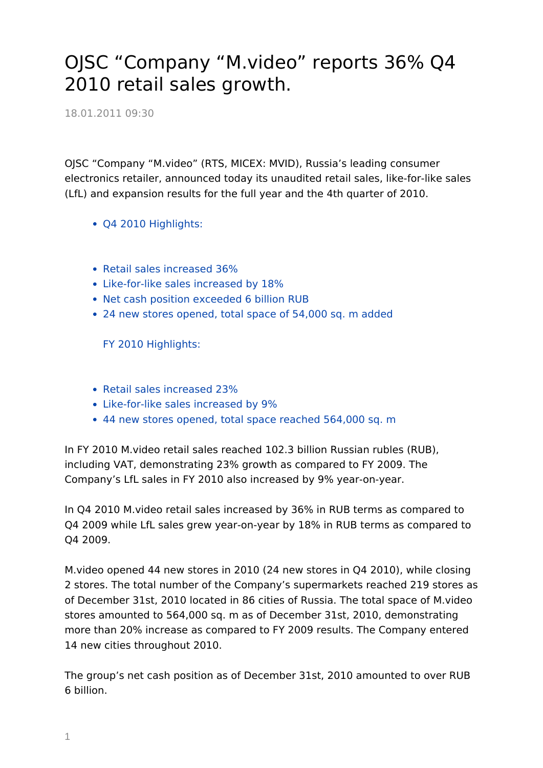# OJSC “Company “M.video” reports 36% Q4 2010 retail sales growth.

18.01.2011 09:30

OJSC “Company “M.video” (RTS, MICEX: MVID), Russia’s leading consumer electronics retailer, announced today its unaudited retail sales, like-for-like sales (LfL) and expansion results for the full year and the 4th quarter of 2010.

- Q4 2010 Highlights:

- Retail sales increased 36%
- Like-for-like sales increased by 18%
- Net cash position exceeded 6 billion RUB
- 24 new stores opened, total space of 54,000 sq. m added

FY 2010 Highlights:

- Retail sales increased 23%
- Like-for-like sales increased by 9%
- 44 new stores opened, total space reached 564,000 sq. m

In FY 2010 M.video retail sales reached 102.3 billion Russian rubles (RUB), including VAT, demonstrating 23% growth as compared to FY 2009. The Company’s LfL sales in FY 2010 also increased by 9% year-on-year.

In Q4 2010 M.video retail sales increased by 36% in RUB terms as compared to Q4 2009 while LfL sales grew year-on-year by 18% in RUB terms as compared to Q4 2009.

M.video opened 44 new stores in 2010 (24 new stores in Q4 2010), while closing 2 stores. The total number of the Company’s supermarkets reached 219 stores as of December 31st, 2010 located in 86 cities of Russia. The total space of M.video stores amounted to 564,000 sq. m as of December 31st, 2010, demonstrating more than 20% increase as compared to FY 2009 results. The Company entered 14 new cities throughout 2010.

The group’s net cash position as of December 31st, 2010 amounted to over RUB 6 billion.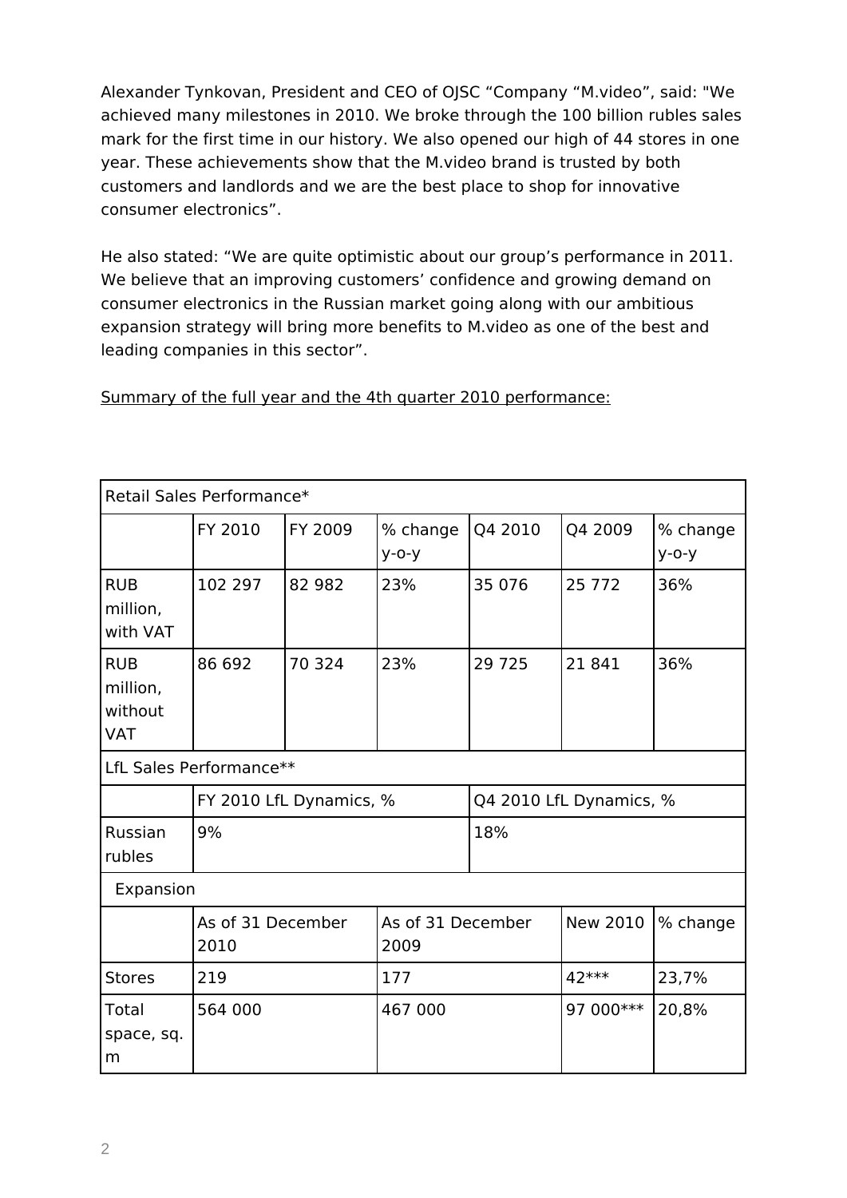Alexander Tynkovan, President and CEO of OJSC "Company "M.video", said: "We achieved many milestones in 2010. We broke through the 100 billion rubles sales mark for the first time in our history. We also opened our high of 44 stores in one year. These achievements show that the M.video brand is trusted by both customers and landlords and we are the best place to shop for innovative consumer electronics".

He also stated: "We are quite optimistic about our group's performance in 2011. We believe that an improving customers' confidence and growing demand on consumer electronics in the Russian market going along with our ambitious expansion strategy will bring more benefits to M.video as one of the best and leading companies in this sector".

Summary of the full year and the 4th quarter 2010 performance:

| Retail Sales Performance* | | | | | | |
|---|---|---|---|---|---|---|
| | FY 2010 | FY 2009 | % change y-o-y | Q4 2010 | Q4 2009 | % change y-o-y |
| RUB million, with VAT | 102 297 | 82 982 | 23% | 35 076 | 25 772 | 36% |
| RUB million, without VAT | 86 692 | 70 324 | 23% | 29 725 | 21 841 | 36% |
| LfL Sales Performance** | | | | | | |
| | FY 2010 LfL Dynamics, % | | | Q4 2010 LfL Dynamics, % | | |
| Russian rubles | 9% | | | 18% | | |
| Expansion | | | | | | |
| | As of 31 December 2010 | | As of 31 December 2009 | | New 2010 | % change |
| Stores | 219 | | 177 | | 42*** | 23,7% |
| Total space, sq. m | 564 000 | | 467 000 | | 97 000*** | 20,8% |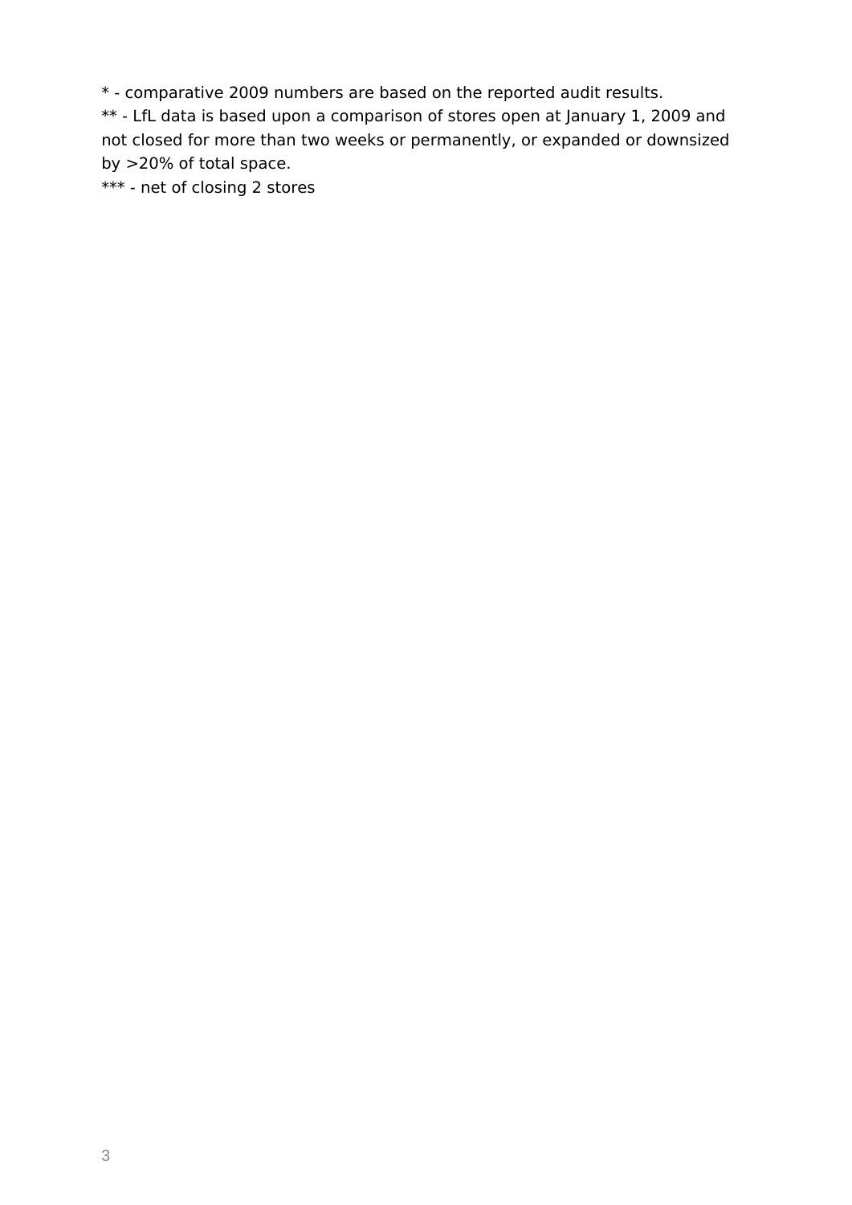* - comparative 2009 numbers are based on the reported audit results.
** - LfL data is based upon a comparison of stores open at January 1, 2009 and not closed for more than two weeks or permanently, or expanded or downsized by >20% of total space.
*** - net of closing 2 stores